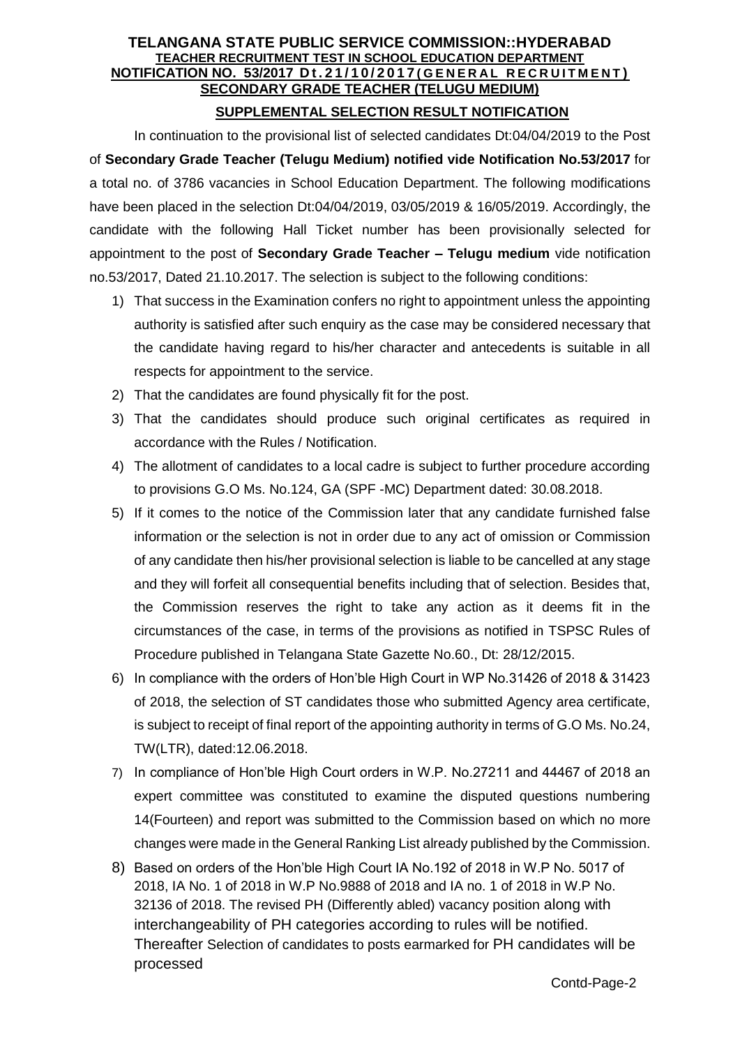# TELANGANA STATE PUBLIC SERVICE COMMISSION::HYDERABAD

## TEACHER RECRUITMENT TEST IN SCHOOL EDUCATION DEPARTMENT

## NOTIFICATION NO. 53/2017 Dt.21/10/2017(GENERAL RECRUITMENT)

## SECONDARY GRADE TEACHER (TELUGU MEDIUM)

### SUPPLEMENTAL SELECTION RESULT NOTIFICATION

In continuation to the provisional list of selected candidates Dt:04/04/2019 to the Post of **Secondary Grade Teacher (Telugu Medium) notified vide Notification No.53/2017** for a total no. of 3786 vacancies in School Education Department. The following modifications have been placed in the selection Dt:04/04/2019, 03/05/2019 & 16/05/2019. Accordingly, the candidate with the following Hall Ticket number has been provisionally selected for appointment to the post of **Secondary Grade Teacher – Telugu medium** vide notification no.53/2017, Dated 21.10.2017. The selection is subject to the following conditions:

1) That success in the Examination confers no right to appointment unless the appointing authority is satisfied after such enquiry as the case may be considered necessary that the candidate having regard to his/her character and antecedents is suitable in all respects for appointment to the service.
2) That the candidates are found physically fit for the post.
3) That the candidates should produce such original certificates as required in accordance with the Rules / Notification.
4) The allotment of candidates to a local cadre is subject to further procedure according to provisions G.O Ms. No.124, GA (SPF -MC) Department dated: 30.08.2018.
5) If it comes to the notice of the Commission later that any candidate furnished false information or the selection is not in order due to any act of omission or Commission of any candidate then his/her provisional selection is liable to be cancelled at any stage and they will forfeit all consequential benefits including that of selection. Besides that, the Commission reserves the right to take any action as it deems fit in the circumstances of the case, in terms of the provisions as notified in TSPSC Rules of Procedure published in Telangana State Gazette No.60., Dt: 28/12/2015.
6) In compliance with the orders of Hon'ble High Court in WP No.31426 of 2018 & 31423 of 2018, the selection of ST candidates those who submitted Agency area certificate, is subject to receipt of final report of the appointing authority in terms of G.O Ms. No.24, TW(LTR), dated:12.06.2018.
7) In compliance of Hon'ble High Court orders in W.P. No.27211 and 44467 of 2018 an expert committee was constituted to examine the disputed questions numbering 14(Fourteen) and report was submitted to the Commission based on which no more changes were made in the General Ranking List already published by the Commission.
8) Based on orders of the Hon'ble High Court IA No.192 of 2018 in W.P No. 5017 of 2018, IA No. 1 of 2018 in W.P No.9888 of 2018 and IA no. 1 of 2018 in W.P No. 32136 of 2018. The revised PH (Differently abled) vacancy position along with interchangeability of PH categories according to rules will be notified. Thereafter Selection of candidates to posts earmarked for PH candidates will be processed

Contd-Page-2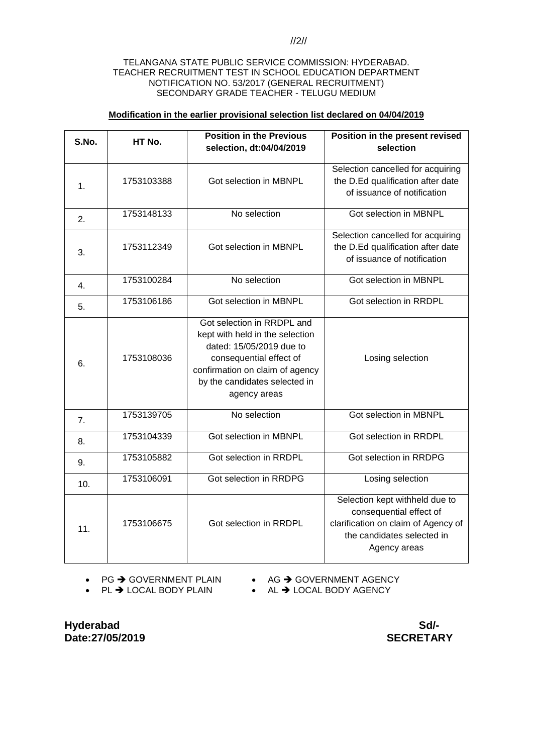TELANGANA STATE PUBLIC SERVICE COMMISSION: HYDERABAD.
TEACHER RECRUITMENT TEST IN SCHOOL EDUCATION DEPARTMENT
NOTIFICATION NO. 53/2017 (GENERAL RECRUITMENT)
SECONDARY GRADE TEACHER - TELUGU MEDIUM

**Modification in the earlier provisional selection list declared on 04/04/2019**

| S.No. | HT No. | Position in the Previous selection, dt:04/04/2019 | Position in the present revised selection |
|---|---|---|---|
| 1. | 1753103388 | Got selection in MBNPL | Selection cancelled for acquiring the D.Ed qualification after date of issuance of notification |
| 2. | 1753148133 | No selection | Got selection in MBNPL |
| 3. | 1753112349 | Got selection in MBNPL | Selection cancelled for acquiring the D.Ed qualification after date of issuance of notification |
| 4. | 1753100284 | No selection | Got selection in MBNPL |
| 5. | 1753106186 | Got selection in MBNPL | Got selection in RRDPL |
| 6. | 1753108036 | Got selection in RRDPL and kept with held in the selection dated: 15/05/2019 due to consequential effect of confirmation on claim of agency by the candidates selected in agency areas | Losing selection |
| 7. | 1753139705 | No selection | Got selection in MBNPL |
| 8. | 1753104339 | Got selection in MBNPL | Got selection in RRDPL |
| 9. | 1753105882 | Got selection in RRDPL | Got selection in RRDPG |
| 10. | 1753106091 | Got selection in RRDPG | Losing selection |
| 11. | 1753106675 | Got selection in RRDPL | Selection kept withheld due to consequential effect of clarification on claim of Agency of the candidates selected in Agency areas |

- PG → GOVERNMENT PLAIN
- PL → LOCAL BODY PLAIN
- AG → GOVERNMENT AGENCY
- AL → LOCAL BODY AGENCY

**Hyderabad**
**Date:27/05/2019**

**Sd/-**
**SECRETARY**